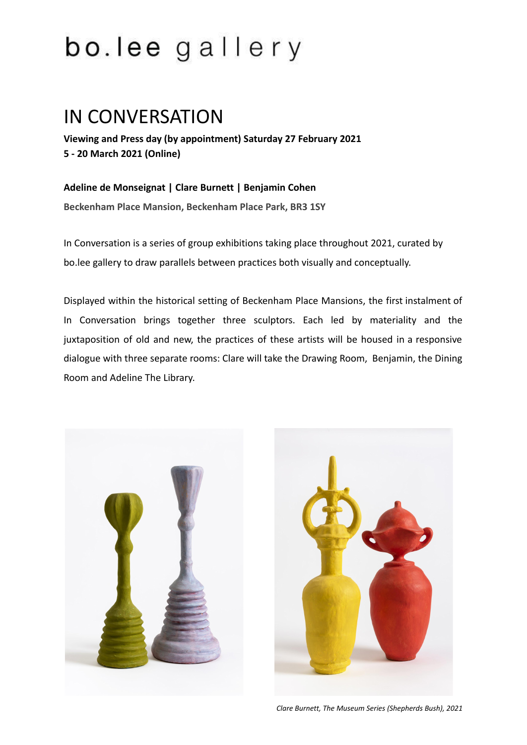# bo.lee gallery

## IN CONVERSATION

**Viewing and Press day (by appointment) Saturday 27 February 2021**
**5 - 20 March 2021 (Online)**

**Adeline de Monseignat | Clare Burnett | Benjamin Cohen**

**Beckenham Place Mansion, Beckenham Place Park, BR3 1SY**

In Conversation is a series of group exhibitions taking place throughout 2021, curated by bo.lee gallery to draw parallels between practices both visually and conceptually.

Displayed within the historical setting of Beckenham Place Mansions, the first instalment of In Conversation brings together three sculptors. Each led by materiality and the juxtaposition of old and new, the practices of these artists will be housed in a responsive dialogue with three separate rooms: Clare will take the Drawing Room, Benjamin, the Dining Room and Adeline The Library.

*Clare Burnett, The Museum Series (Shepherds Bush), 2021*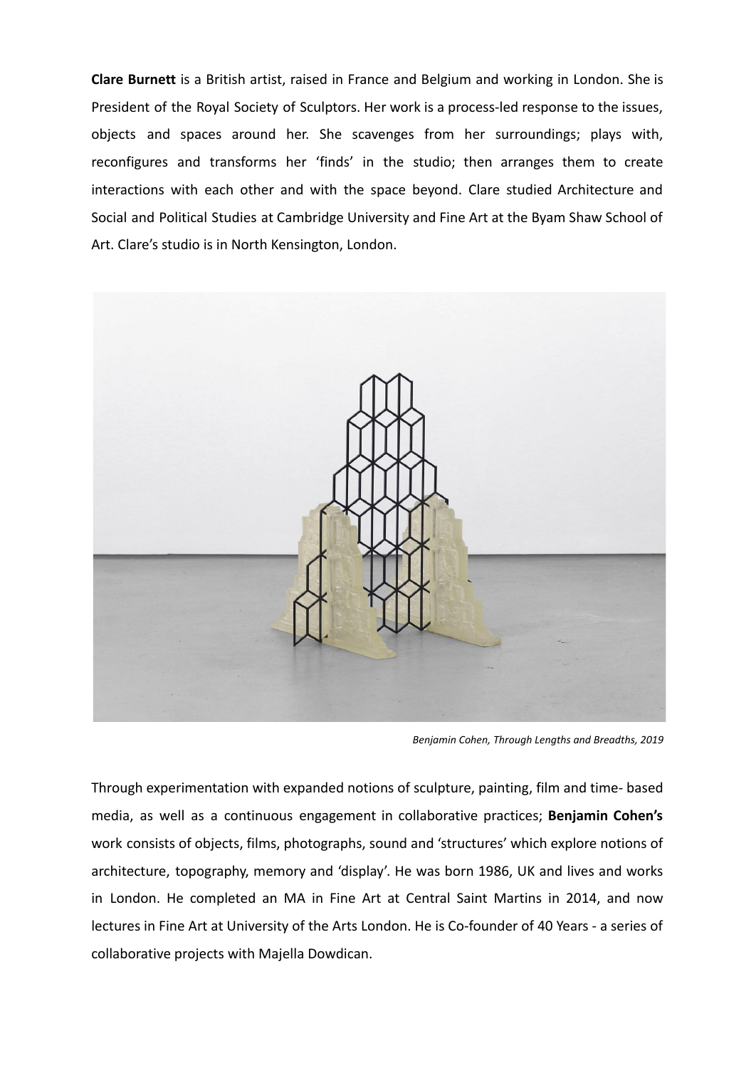**Clare Burnett** is a British artist, raised in France and Belgium and working in London. She is President of the Royal Society of Sculptors. Her work is a process-led response to the issues, objects and spaces around her. She scavenges from her surroundings; plays with, reconfigures and transforms her 'finds' in the studio; then arranges them to create interactions with each other and with the space beyond. Clare studied Architecture and Social and Political Studies at Cambridge University and Fine Art at the Byam Shaw School of Art. Clare's studio is in North Kensington, London.

*Benjamin Cohen, Through Lengths and Breadths, 2019*

Through experimentation with expanded notions of sculpture, painting, film and time- based media, as well as a continuous engagement in collaborative practices; **Benjamin Cohen's** work consists of objects, films, photographs, sound and 'structures' which explore notions of architecture, topography, memory and 'display'. He was born 1986, UK and lives and works in London. He completed an MA in Fine Art at Central Saint Martins in 2014, and now lectures in Fine Art at University of the Arts London. He is Co-founder of 40 Years - a series of collaborative projects with Majella Dowdican.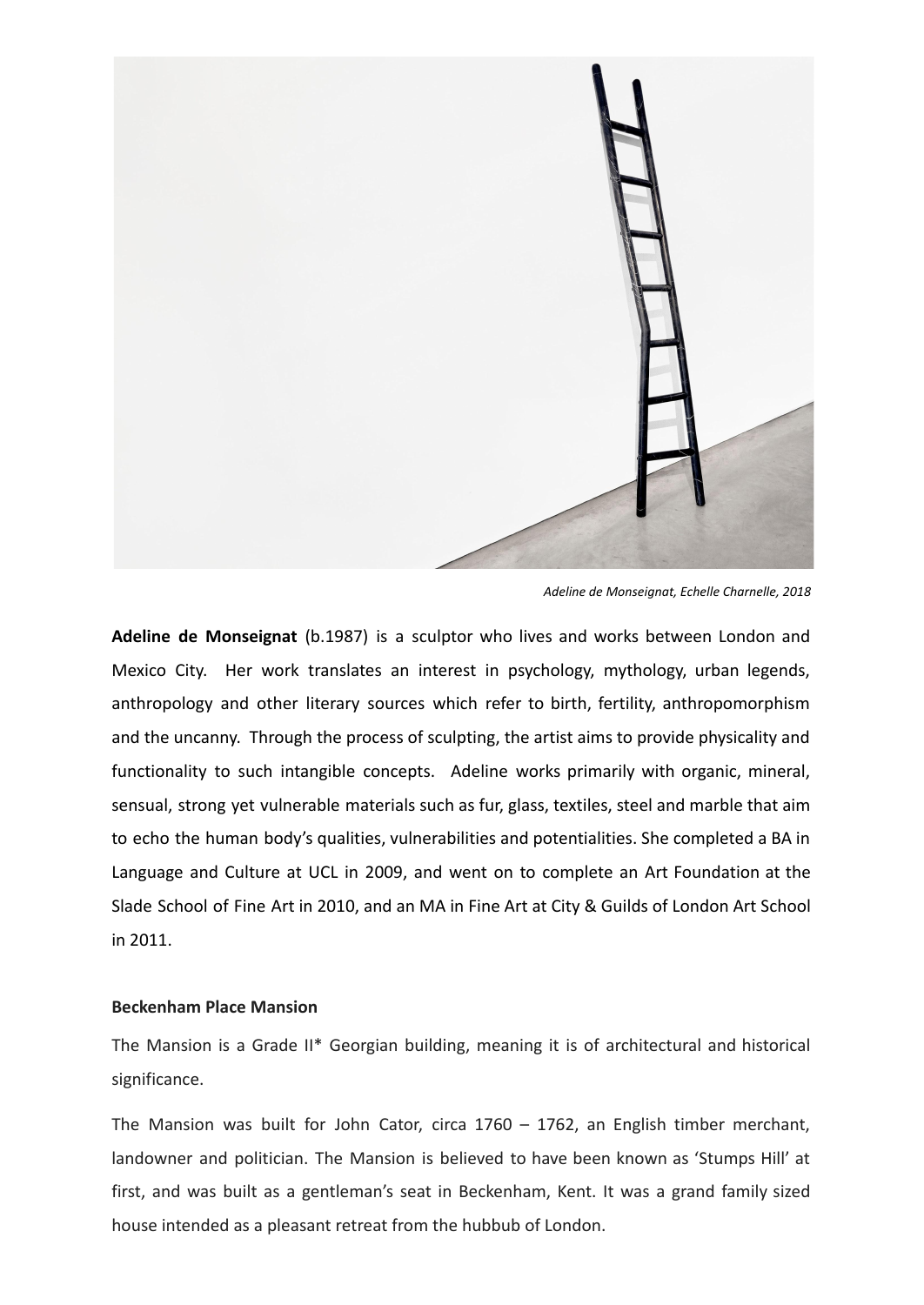*Adeline de Monseignat, Echelle Charnelle, 2018*

**Adeline de Monseignat** (b.1987) is a sculptor who lives and works between London and Mexico City. Her work translates an interest in psychology, mythology, urban legends, anthropology and other literary sources which refer to birth, fertility, anthropomorphism and the uncanny. Through the process of sculpting, the artist aims to provide physicality and functionality to such intangible concepts. Adeline works primarily with organic, mineral, sensual, strong yet vulnerable materials such as fur, glass, textiles, steel and marble that aim to echo the human body's qualities, vulnerabilities and potentialities. She completed a BA in Language and Culture at UCL in 2009, and went on to complete an Art Foundation at the Slade School of Fine Art in 2010, and an MA in Fine Art at City & Guilds of London Art School in 2011.

**Beckenham Place Mansion**

The Mansion is a Grade II* Georgian building, meaning it is of architectural and historical significance.

The Mansion was built for John Cator, circa 1760 – 1762, an English timber merchant, landowner and politician. The Mansion is believed to have been known as 'Stumps Hill' at first, and was built as a gentleman's seat in Beckenham, Kent. It was a grand family sized house intended as a pleasant retreat from the hubbub of London.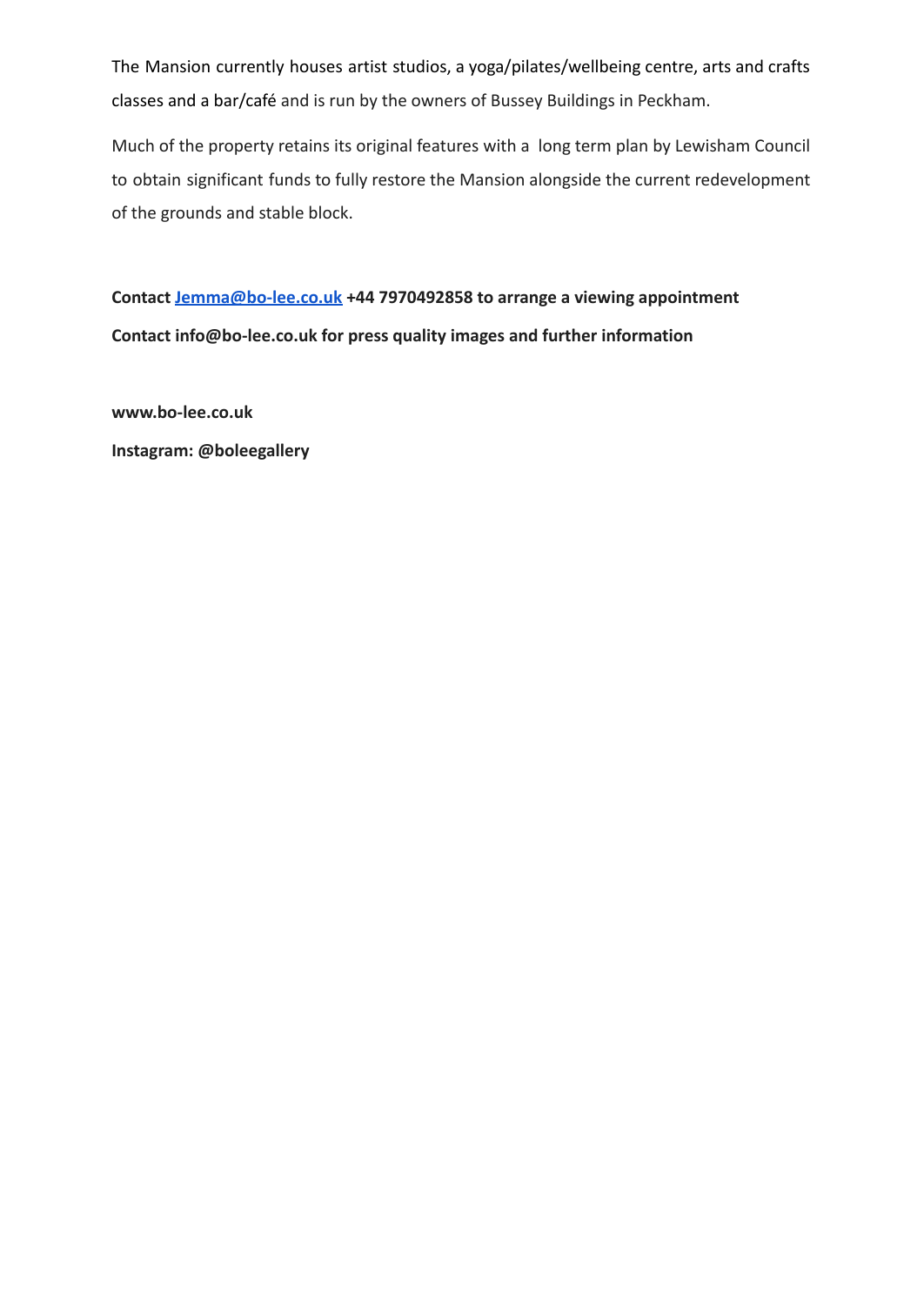The Mansion currently houses artist studios, a yoga/pilates/wellbeing centre, arts and crafts classes and a bar/café and is run by the owners of Bussey Buildings in Peckham.

Much of the property retains its original features with a long term plan by Lewisham Council to obtain significant funds to fully restore the Mansion alongside the current redevelopment of the grounds and stable block.

**Contact Jemma@bo-lee.co.uk +44 7970492858 to arrange a viewing appointment**

**Contact info@bo-lee.co.uk for press quality images and further information**

**www.bo-lee.co.uk**

**Instagram: @boleegallery**